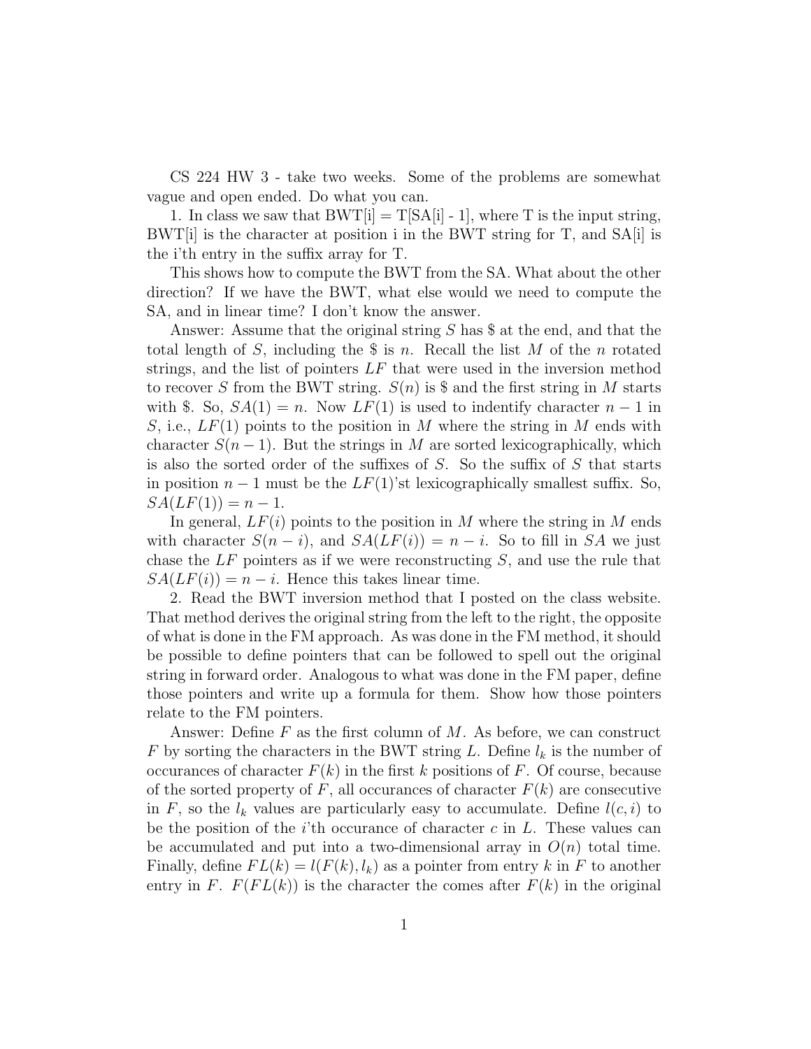CS 224 HW 3 - take two weeks. Some of the problems are somewhat vague and open ended. Do what you can.

1. In class we saw that BWT[i] = T[SA[i] - 1], where T is the input string, BWT[i] is the character at position i in the BWT string for T, and SA[i] is the i'th entry in the suffix array for T.

This shows how to compute the BWT from the SA. What about the other direction? If we have the BWT, what else would we need to compute the SA, and in linear time? I don't know the answer.

Answer: Assume that the original string $S$ has \$ at the end, and that the total length of $S$, including the \$ is $n$. Recall the list $M$ of the $n$ rotated strings, and the list of pointers $LF$ that were used in the inversion method to recover $S$ from the BWT string. $S(n)$ is \$ and the first string in $M$ starts with \$. So, $SA(1) = n$. Now $LF(1)$ is used to indentify character $n-1$ in $S$, i.e., $LF(1)$ points to the position in $M$ where the string in $M$ ends with character $S(n-1)$. But the strings in $M$ are sorted lexicographically, which is also the sorted order of the suffixes of $S$. So the suffix of $S$ that starts in position $n-1$ must be the $LF(1)$'st lexicographically smallest suffix. So, $SA(LF(1)) = n-1$.

In general, $LF(i)$ points to the position in $M$ where the string in $M$ ends with character $S(n-i)$, and $SA(LF(i)) = n-i$. So to fill in $SA$ we just chase the $LF$ pointers as if we were reconstructing $S$, and use the rule that $SA(LF(i)) = n-i$. Hence this takes linear time.

2. Read the BWT inversion method that I posted on the class website. That method derives the original string from the left to the right, the opposite of what is done in the FM approach. As was done in the FM method, it should be possible to define pointers that can be followed to spell out the original string in forward order. Analogous to what was done in the FM paper, define those pointers and write up a formula for them. Show how those pointers relate to the FM pointers.

Answer: Define $F$ as the first column of $M$. As before, we can construct $F$ by sorting the characters in the BWT string $L$. Define $l_k$ is the number of occurances of character $F(k)$ in the first $k$ positions of $F$. Of course, because of the sorted property of $F$, all occurances of character $F(k)$ are consecutive in $F$, so the $l_k$ values are particularly easy to accumulate. Define $l(c, i)$ to be the position of the $i$'th occurance of character $c$ in $L$. These values can be accumulated and put into a two-dimensional array in $O(n)$ total time. Finally, define $FL(k) = l(F(k), l_k)$ as a pointer from entry $k$ in $F$ to another entry in $F$. $F(FL(k))$ is the character the comes after $F(k)$ in the original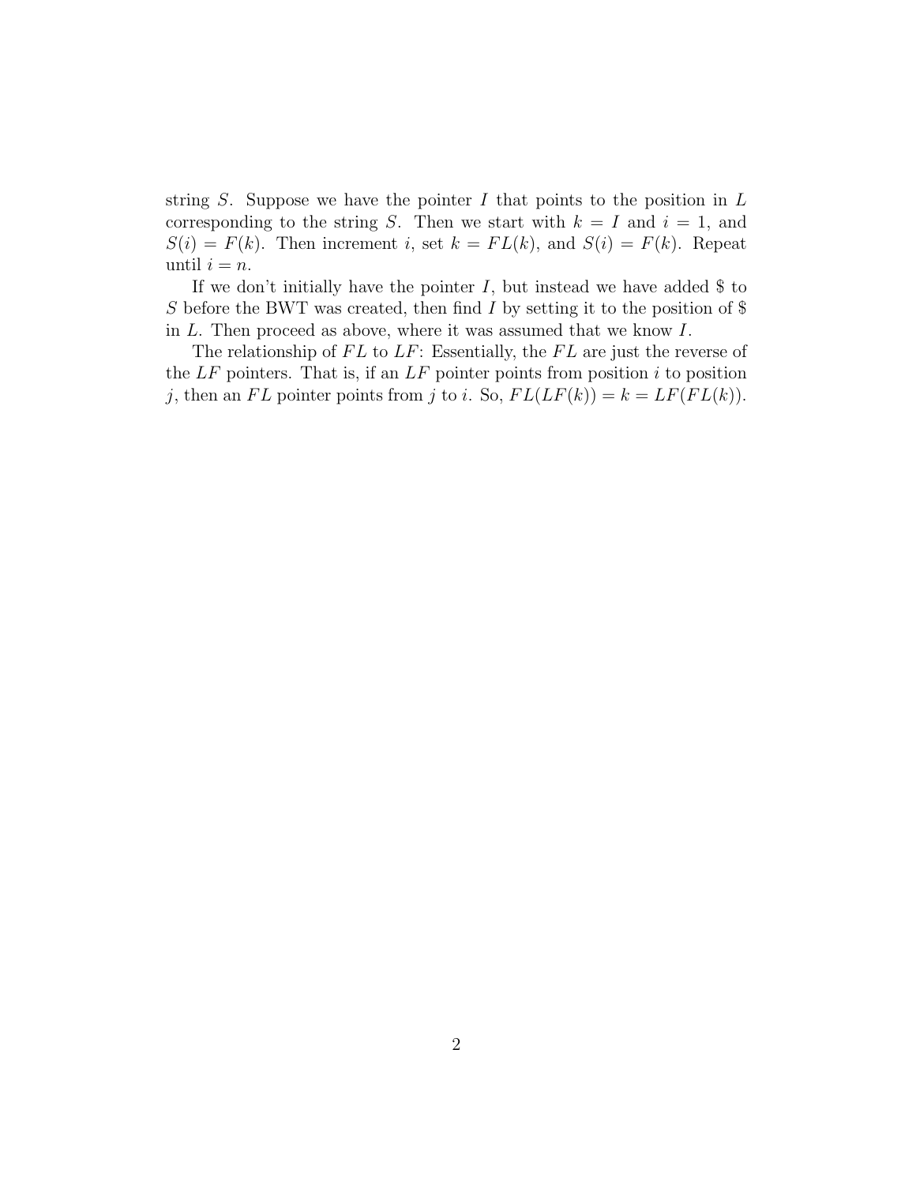string $S$. Suppose we have the pointer $I$ that points to the position in $L$ corresponding to the string $S$. Then we start with $k = I$ and $i = 1$, and $S(i) = F(k)$. Then increment $i$, set $k = FL(k)$, and $S(i) = F(k)$. Repeat until $i = n$.

If we don't initially have the pointer $I$, but instead we have added $ to $S$ before the BWT was created, then find $I$ by setting it to the position of $ in $L$. Then proceed as above, where it was assumed that we know $I$.

The relationship of $FL$ to $LF$: Essentially, the $FL$ are just the reverse of the $LF$ pointers. That is, if an $LF$ pointer points from position $i$ to position $j$, then an $FL$ pointer points from $j$ to $i$. So, $FL(LF(k)) = k = LF(FL(k))$.